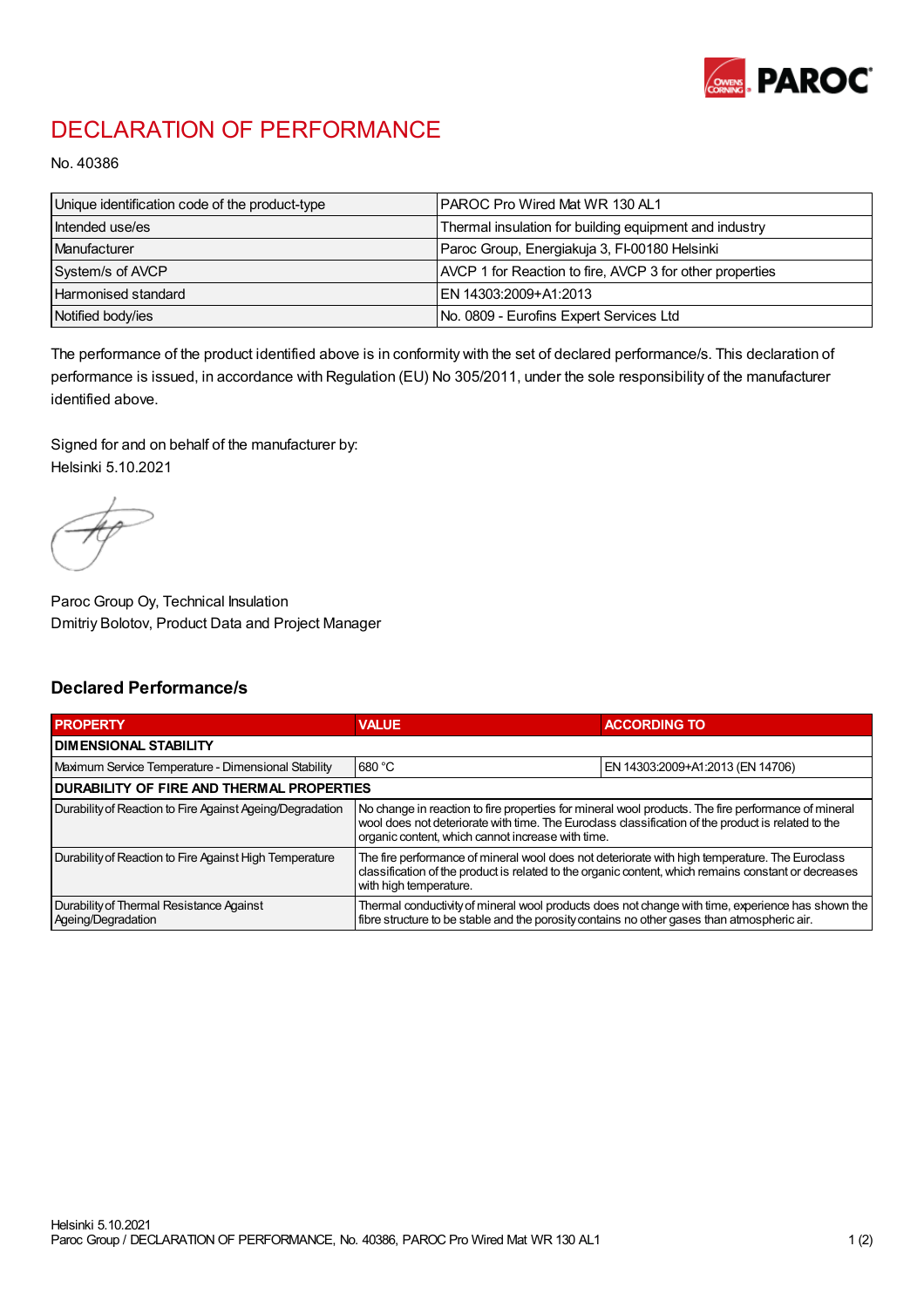# DECLARATION OF PERFORMANCE

No. 40386

| | |
|---|---|
| Unique identification code of the product-type | PAROC Pro Wired Mat WR 130 AL1 |
| Intended use/es | Thermal insulation for building equipment and industry |
| Manufacturer | Paroc Group, Energiakuja 3, FI-00180 Helsinki |
| System/s of AVCP | AVCP 1 for Reaction to fire, AVCP 3 for other properties |
| Harmonised standard | EN 14303:2009+A1:2013 |
| Notified body/ies | No. 0809 - Eurofins Expert Services Ltd |

The performance of the product identified above is in conformity with the set of declared performance/s. This declaration of performance is issued, in accordance with Regulation (EU) No 305/2011, under the sole responsibility of the manufacturer identified above.

Signed for and on behalf of the manufacturer by:
Helsinki 5.10.2021

Paroc Group Oy, Technical Insulation
Dmitriy Bolotov, Product Data and Project Manager

## Declared Performance/s

| PROPERTY | VALUE | ACCORDING TO |
|---|---|---|
| **DIMENSIONAL STABILITY** | | |
| Maximum Service Temperature - Dimensional Stability | 680 °C | EN 14303:2009+A1:2013 (EN 14706) |
| **DURABILITY OF FIRE AND THERMAL PROPERTIES** | | |
| Durability of Reaction to Fire Against Ageing/Degradation | No change in reaction to fire properties for mineral wool products. The fire performance of mineral wool does not deteriorate with time. The Euroclass classification of the product is related to the organic content, which cannot increase with time. | |
| Durability of Reaction to Fire Against High Temperature | The fire performance of mineral wool does not deteriorate with high temperature. The Euroclass classification of the product is related to the organic content, which remains constant or decreases with high temperature. | |
| Durability of Thermal Resistance Against Ageing/Degradation | Thermal conductivity of mineral wool products does not change with time, experience has shown the fibre structure to be stable and the porosity contains no other gases than atmospheric air. | |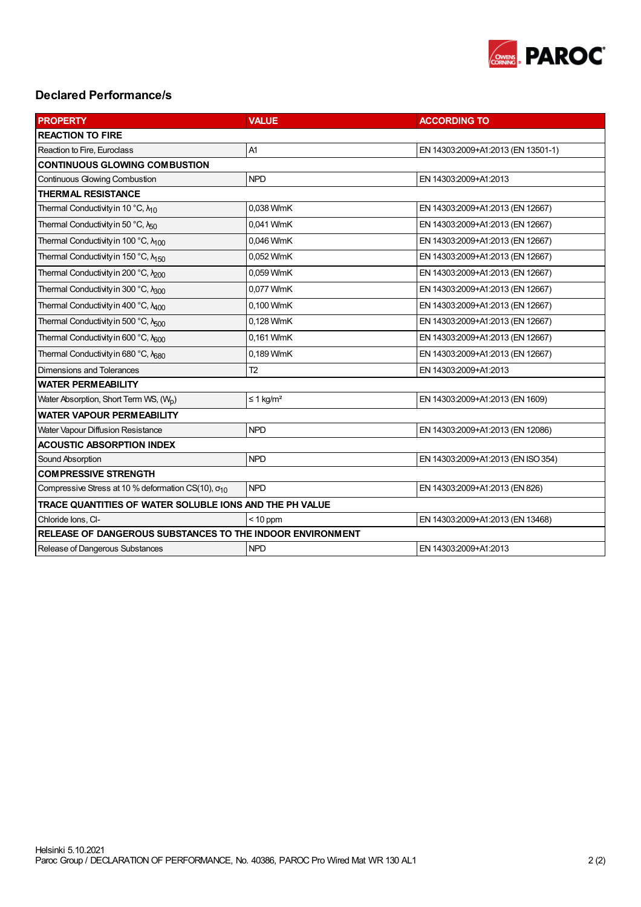## Declared Performance/s

| PROPERTY | VALUE | ACCORDING TO |
|---|---|---|
| **REACTION TO FIRE** | | |
| Reaction to Fire, Euroclass | A1 | EN 14303:2009+A1:2013 (EN 13501-1) |
| **CONTINUOUS GLOWING COMBUSTION** | | |
| Continuous Glowing Combustion | NPD | EN 14303:2009+A1:2013 |
| **THERMAL RESISTANCE** | | |
| Thermal Conductivity in 10 °C, $\lambda_{10}$ | 0,038 W/mK | EN 14303:2009+A1:2013 (EN 12667) |
| Thermal Conductivity in 50 °C, $\lambda_{50}$ | 0,041 W/mK | EN 14303:2009+A1:2013 (EN 12667) |
| Thermal Conductivity in 100 °C, $\lambda_{100}$ | 0,046 W/mK | EN 14303:2009+A1:2013 (EN 12667) |
| Thermal Conductivity in 150 °C, $\lambda_{150}$ | 0,052 W/mK | EN 14303:2009+A1:2013 (EN 12667) |
| Thermal Conductivity in 200 °C, $\lambda_{200}$ | 0,059 W/mK | EN 14303:2009+A1:2013 (EN 12667) |
| Thermal Conductivity in 300 °C, $\lambda_{300}$ | 0,077 W/mK | EN 14303:2009+A1:2013 (EN 12667) |
| Thermal Conductivity in 400 °C, $\lambda_{400}$ | 0,100 W/mK | EN 14303:2009+A1:2013 (EN 12667) |
| Thermal Conductivity in 500 °C, $\lambda_{500}$ | 0,128 W/mK | EN 14303:2009+A1:2013 (EN 12667) |
| Thermal Conductivity in 600 °C, $\lambda_{600}$ | 0,161 W/mK | EN 14303:2009+A1:2013 (EN 12667) |
| Thermal Conductivity in 680 °C, $\lambda_{680}$ | 0,189 W/mK | EN 14303:2009+A1:2013 (EN 12667) |
| Dimensions and Tolerances | T2 | EN 14303:2009+A1:2013 |
| **WATER PERMEABILITY** | | |
| Water Absorption, Short Term WS, ($W_p$) | ≤ 1 kg/m² | EN 14303:2009+A1:2013 (EN 1609) |
| **WATER VAPOUR PERMEABILITY** | | |
| Water Vapour Diffusion Resistance | NPD | EN 14303:2009+A1:2013 (EN 12086) |
| **ACOUSTIC ABSORPTION INDEX** | | |
| Sound Absorption | NPD | EN 14303:2009+A1:2013 (EN ISO 354) |
| **COMPRESSIVE STRENGTH** | | |
| Compressive Stress at 10 % deformation CS(10), $\sigma_{10}$ | NPD | EN 14303:2009+A1:2013 (EN 826) |
| **TRACE QUANTITIES OF WATER SOLUBLE IONS AND THE PH VALUE** | | |
| Chloride Ions, Cl- | < 10 ppm | EN 14303:2009+A1:2013 (EN 13468) |
| **RELEASE OF DANGEROUS SUBSTANCES TO THE INDOOR ENVIRONMENT** | | |
| Release of Dangerous Substances | NPD | EN 14303:2009+A1:2013 |

Helsinki 5.10.2021
Paroc Group / DECLARATION OF PERFORMANCE, No. 40386, PAROC Pro Wired Mat WR 130 AL1